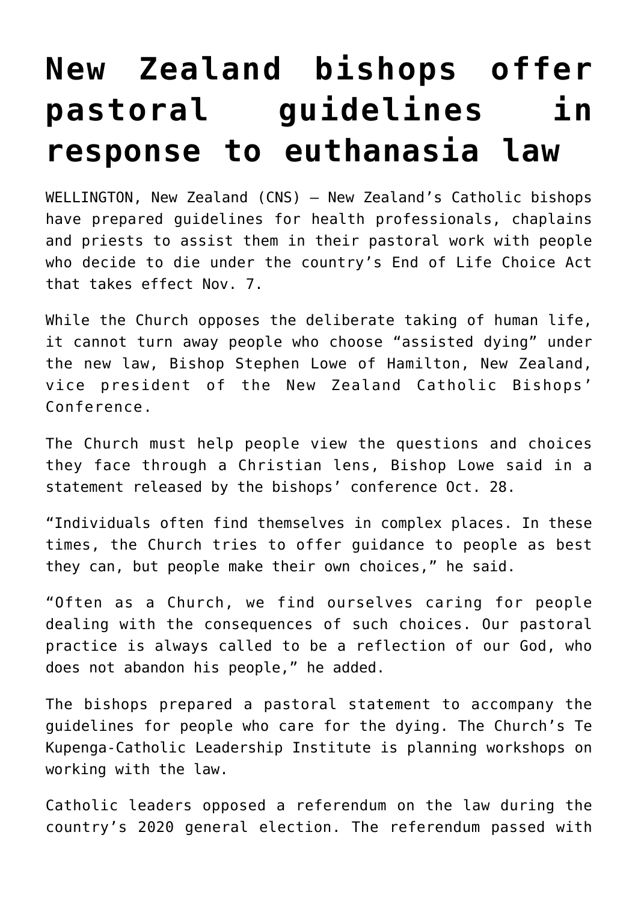# New Zealand bishops offer pastoral guidelines in response to euthanasia law

WELLINGTON, New Zealand (CNS) — New Zealand's Catholic bishops have prepared guidelines for health professionals, chaplains and priests to assist them in their pastoral work with people who decide to die under the country's End of Life Choice Act that takes effect Nov. 7.

While the Church opposes the deliberate taking of human life, it cannot turn away people who choose "assisted dying" under the new law, Bishop Stephen Lowe of Hamilton, New Zealand, vice president of the New Zealand Catholic Bishops' Conference.

The Church must help people view the questions and choices they face through a Christian lens, Bishop Lowe said in a statement released by the bishops' conference Oct. 28.

"Individuals often find themselves in complex places. In these times, the Church tries to offer guidance to people as best they can, but people make their own choices," he said.

"Often as a Church, we find ourselves caring for people dealing with the consequences of such choices. Our pastoral practice is always called to be a reflection of our God, who does not abandon his people," he added.

The bishops prepared a pastoral statement to accompany the guidelines for people who care for the dying. The Church's Te Kupenga-Catholic Leadership Institute is planning workshops on working with the law.

Catholic leaders opposed a referendum on the law during the country's 2020 general election. The referendum passed with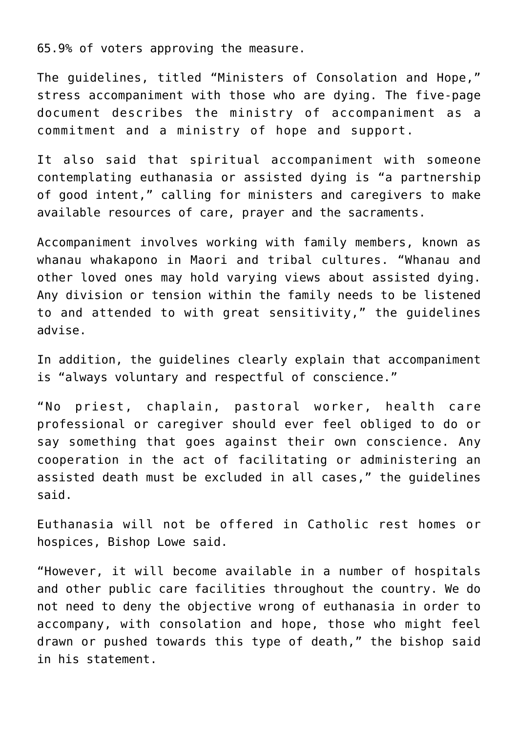65.9% of voters approving the measure.

The guidelines, titled "Ministers of Consolation and Hope," stress accompaniment with those who are dying. The five-page document describes the ministry of accompaniment as a commitment and a ministry of hope and support.

It also said that spiritual accompaniment with someone contemplating euthanasia or assisted dying is "a partnership of good intent," calling for ministers and caregivers to make available resources of care, prayer and the sacraments.

Accompaniment involves working with family members, known as whanau whakapono in Maori and tribal cultures. "Whanau and other loved ones may hold varying views about assisted dying. Any division or tension within the family needs to be listened to and attended to with great sensitivity," the guidelines advise.

In addition, the guidelines clearly explain that accompaniment is "always voluntary and respectful of conscience."

"No priest, chaplain, pastoral worker, health care professional or caregiver should ever feel obliged to do or say something that goes against their own conscience. Any cooperation in the act of facilitating or administering an assisted death must be excluded in all cases," the guidelines said.

Euthanasia will not be offered in Catholic rest homes or hospices, Bishop Lowe said.

"However, it will become available in a number of hospitals and other public care facilities throughout the country. We do not need to deny the objective wrong of euthanasia in order to accompany, with consolation and hope, those who might feel drawn or pushed towards this type of death," the bishop said in his statement.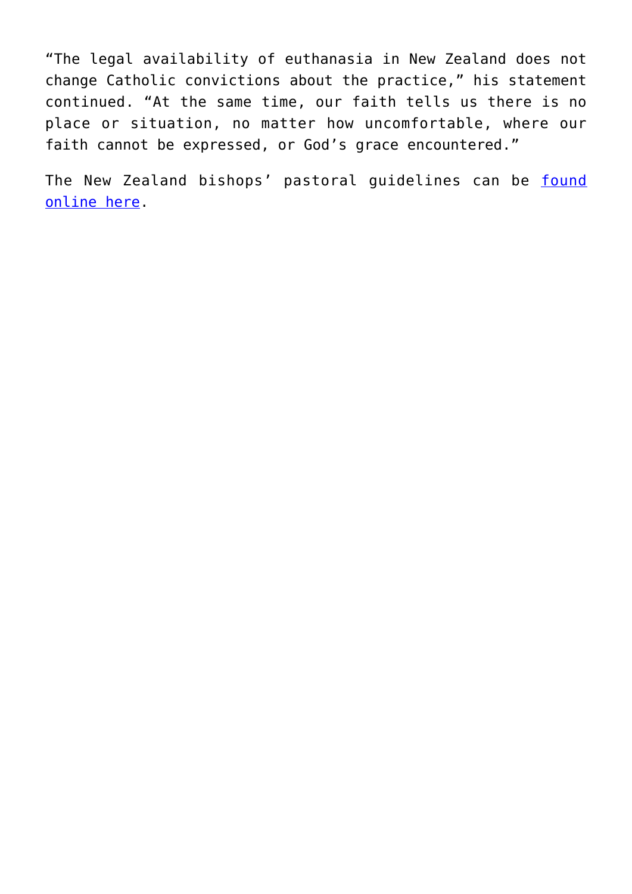"The legal availability of euthanasia in New Zealand does not change Catholic convictions about the practice," his statement continued. "At the same time, our faith tells us there is no place or situation, no matter how uncomfortable, where our faith cannot be expressed, or God's grace encountered."

The New Zealand bishops' pastoral guidelines can be found online here.